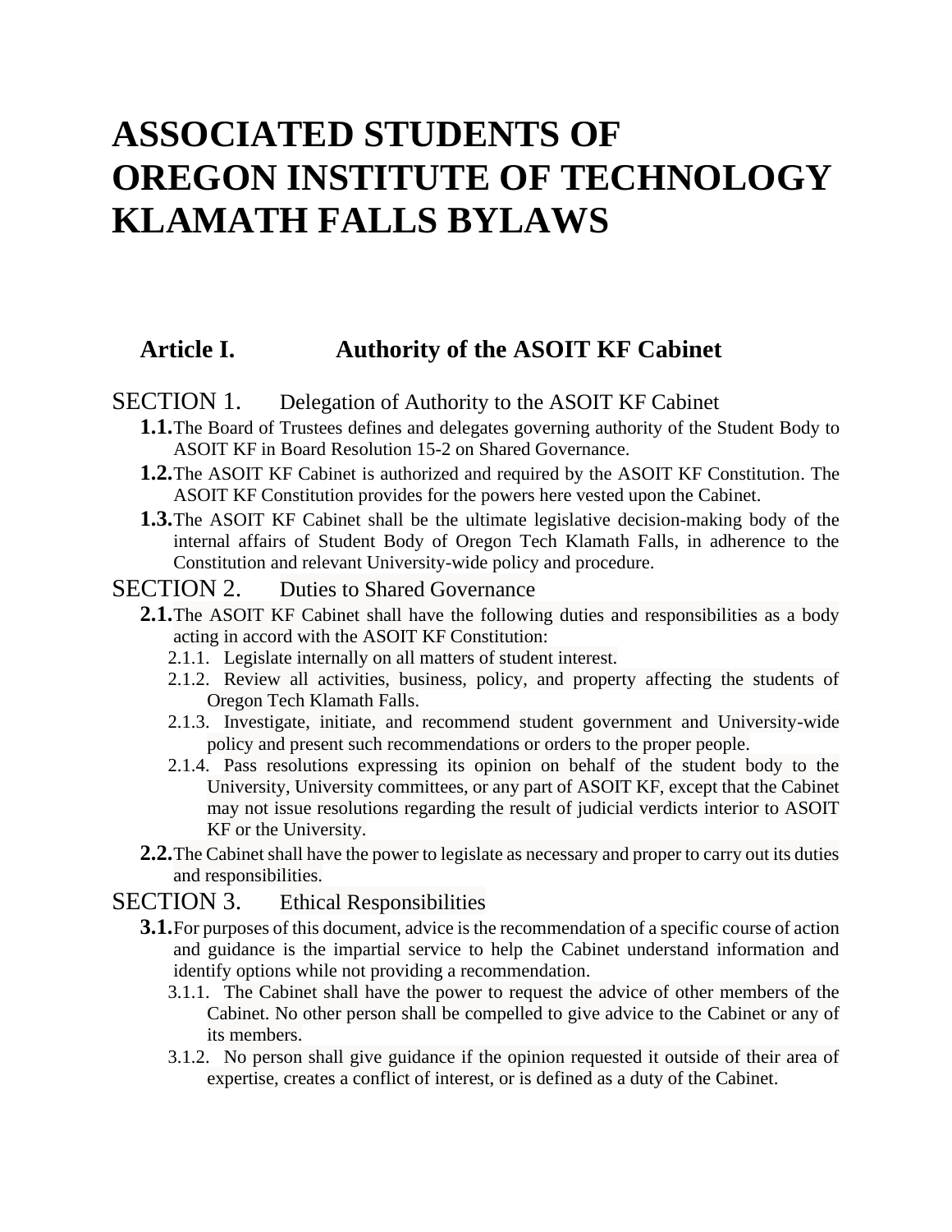# ASSOCIATED STUDENTS OF OREGON INSTITUTE OF TECHNOLOGY KLAMATH FALLS BYLAWS

## Article I. Authority of the ASOIT KF Cabinet

### SECTION 1. Delegation of Authority to the ASOIT KF Cabinet

**1.1.** The Board of Trustees defines and delegates governing authority of the Student Body to ASOIT KF in Board Resolution 15-2 on Shared Governance.

**1.2.** The ASOIT KF Cabinet is authorized and required by the ASOIT KF Constitution. The ASOIT KF Constitution provides for the powers here vested upon the Cabinet.

**1.3.** The ASOIT KF Cabinet shall be the ultimate legislative decision-making body of the internal affairs of Student Body of Oregon Tech Klamath Falls, in adherence to the Constitution and relevant University-wide policy and procedure.

### SECTION 2. Duties to Shared Governance

**2.1.** The ASOIT KF Cabinet shall have the following duties and responsibilities as a body acting in accord with the ASOIT KF Constitution:

- 2.1.1. Legislate internally on all matters of student interest.
- 2.1.2. Review all activities, business, policy, and property affecting the students of Oregon Tech Klamath Falls.
- 2.1.3. Investigate, initiate, and recommend student government and University-wide policy and present such recommendations or orders to the proper people.
- 2.1.4. Pass resolutions expressing its opinion on behalf of the student body to the University, University committees, or any part of ASOIT KF, except that the Cabinet may not issue resolutions regarding the result of judicial verdicts interior to ASOIT KF or the University.

**2.2.** The Cabinet shall have the power to legislate as necessary and proper to carry out its duties and responsibilities.

### SECTION 3. Ethical Responsibilities

**3.1.** For purposes of this document, advice is the recommendation of a specific course of action and guidance is the impartial service to help the Cabinet understand information and identify options while not providing a recommendation.

- 3.1.1. The Cabinet shall have the power to request the advice of other members of the Cabinet. No other person shall be compelled to give advice to the Cabinet or any of its members.
- 3.1.2. No person shall give guidance if the opinion requested it outside of their area of expertise, creates a conflict of interest, or is defined as a duty of the Cabinet.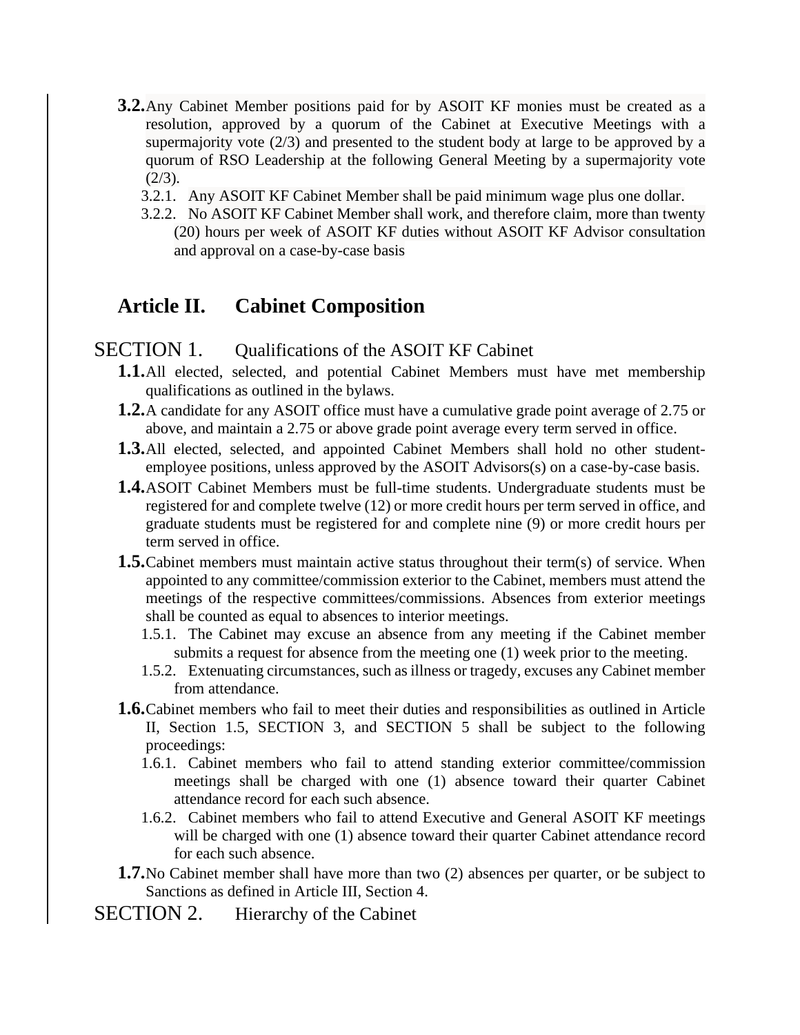**3.2.** Any Cabinet Member positions paid for by ASOIT KF monies must be created as a resolution, approved by a quorum of the Cabinet at Executive Meetings with a supermajority vote (2/3) and presented to the student body at large to be approved by a quorum of RSO Leadership at the following General Meeting by a supermajority vote (2/3).

3.2.1. Any ASOIT KF Cabinet Member shall be paid minimum wage plus one dollar.

3.2.2. No ASOIT KF Cabinet Member shall work, and therefore claim, more than twenty (20) hours per week of ASOIT KF duties without ASOIT KF Advisor consultation and approval on a case-by-case basis

## Article II. Cabinet Composition

### SECTION 1. Qualifications of the ASOIT KF Cabinet

**1.1.** All elected, selected, and potential Cabinet Members must have met membership qualifications as outlined in the bylaws.

**1.2.** A candidate for any ASOIT office must have a cumulative grade point average of 2.75 or above, and maintain a 2.75 or above grade point average every term served in office.

**1.3.** All elected, selected, and appointed Cabinet Members shall hold no other student-employee positions, unless approved by the ASOIT Advisors(s) on a case-by-case basis.

**1.4.** ASOIT Cabinet Members must be full-time students. Undergraduate students must be registered for and complete twelve (12) or more credit hours per term served in office, and graduate students must be registered for and complete nine (9) or more credit hours per term served in office.

**1.5.** Cabinet members must maintain active status throughout their term(s) of service. When appointed to any committee/commission exterior to the Cabinet, members must attend the meetings of the respective committees/commissions. Absences from exterior meetings shall be counted as equal to absences to interior meetings.

1.5.1. The Cabinet may excuse an absence from any meeting if the Cabinet member submits a request for absence from the meeting one (1) week prior to the meeting.

1.5.2. Extenuating circumstances, such as illness or tragedy, excuses any Cabinet member from attendance.

**1.6.** Cabinet members who fail to meet their duties and responsibilities as outlined in Article II, Section 1.5, SECTION 3, and SECTION 5 shall be subject to the following proceedings:

1.6.1. Cabinet members who fail to attend standing exterior committee/commission meetings shall be charged with one (1) absence toward their quarter Cabinet attendance record for each such absence.

1.6.2. Cabinet members who fail to attend Executive and General ASOIT KF meetings will be charged with one (1) absence toward their quarter Cabinet attendance record for each such absence.

**1.7.** No Cabinet member shall have more than two (2) absences per quarter, or be subject to Sanctions as defined in Article III, Section 4.

### SECTION 2. Hierarchy of the Cabinet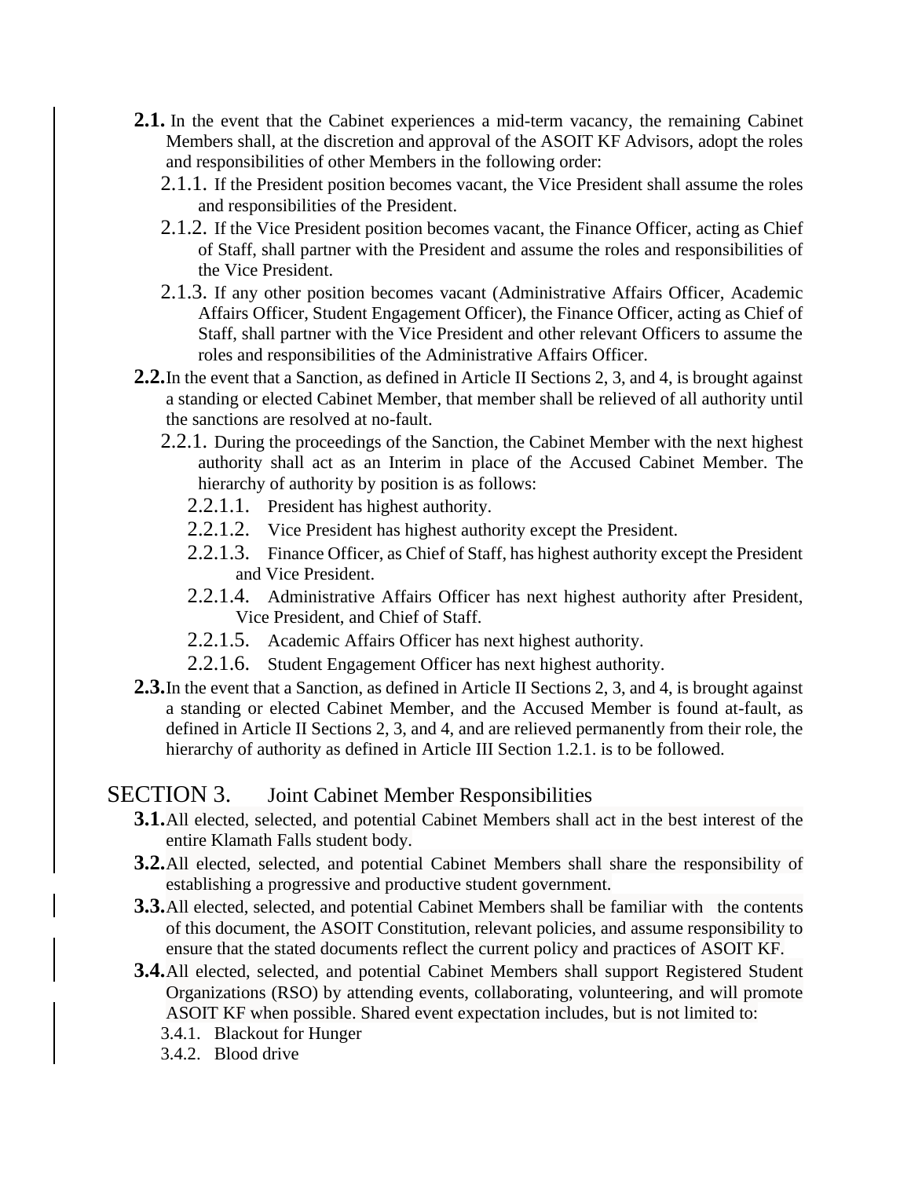**2.1.** In the event that the Cabinet experiences a mid-term vacancy, the remaining Cabinet Members shall, at the discretion and approval of the ASOIT KF Advisors, adopt the roles and responsibilities of other Members in the following order:

- 2.1.1. If the President position becomes vacant, the Vice President shall assume the roles and responsibilities of the President.
- 2.1.2. If the Vice President position becomes vacant, the Finance Officer, acting as Chief of Staff, shall partner with the President and assume the roles and responsibilities of the Vice President.
- 2.1.3. If any other position becomes vacant (Administrative Affairs Officer, Academic Affairs Officer, Student Engagement Officer), the Finance Officer, acting as Chief of Staff, shall partner with the Vice President and other relevant Officers to assume the roles and responsibilities of the Administrative Affairs Officer.

**2.2.** In the event that a Sanction, as defined in Article II Sections 2, 3, and 4, is brought against a standing or elected Cabinet Member, that member shall be relieved of all authority until the sanctions are resolved at no-fault.

- 2.2.1. During the proceedings of the Sanction, the Cabinet Member with the next highest authority shall act as an Interim in place of the Accused Cabinet Member. The hierarchy of authority by position is as follows:
  - 2.2.1.1. President has highest authority.
  - 2.2.1.2. Vice President has highest authority except the President.
  - 2.2.1.3. Finance Officer, as Chief of Staff, has highest authority except the President and Vice President.
  - 2.2.1.4. Administrative Affairs Officer has next highest authority after President, Vice President, and Chief of Staff.
  - 2.2.1.5. Academic Affairs Officer has next highest authority.
  - 2.2.1.6. Student Engagement Officer has next highest authority.

**2.3.** In the event that a Sanction, as defined in Article II Sections 2, 3, and 4, is brought against a standing or elected Cabinet Member, and the Accused Member is found at-fault, as defined in Article II Sections 2, 3, and 4, and are relieved permanently from their role, the hierarchy of authority as defined in Article III Section 1.2.1. is to be followed.

## SECTION 3. Joint Cabinet Member Responsibilities

**3.1.** All elected, selected, and potential Cabinet Members shall act in the best interest of the entire Klamath Falls student body.

**3.2.** All elected, selected, and potential Cabinet Members shall share the responsibility of establishing a progressive and productive student government.

**3.3.** All elected, selected, and potential Cabinet Members shall be familiar with the contents of this document, the ASOIT Constitution, relevant policies, and assume responsibility to ensure that the stated documents reflect the current policy and practices of ASOIT KF.

**3.4.** All elected, selected, and potential Cabinet Members shall support Registered Student Organizations (RSO) by attending events, collaborating, volunteering, and will promote ASOIT KF when possible. Shared event expectation includes, but is not limited to:

- 3.4.1. Blackout for Hunger
- 3.4.2. Blood drive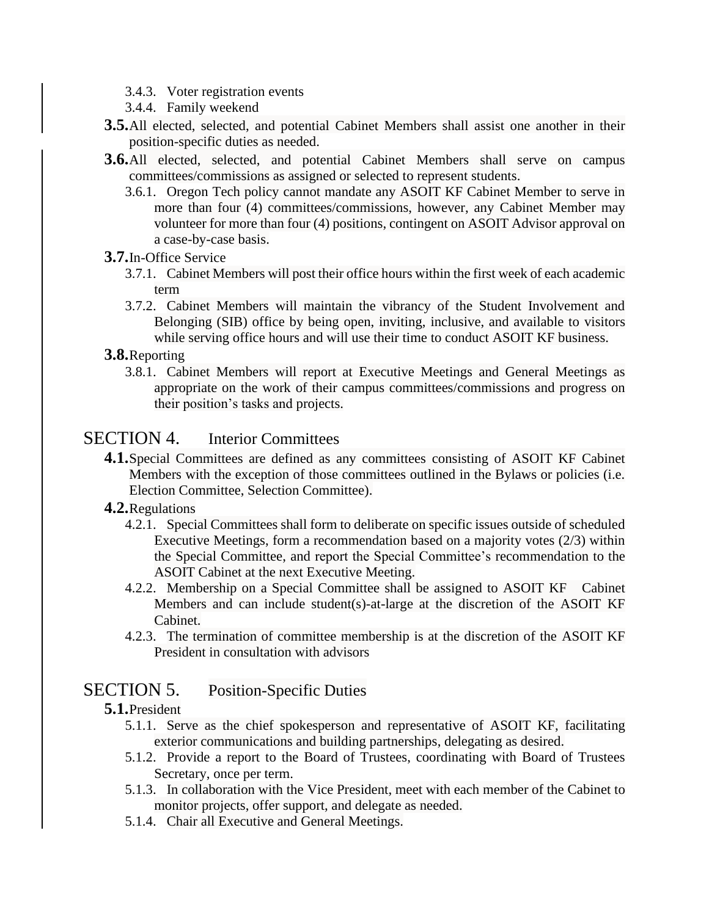- 3.4.3. Voter registration events
- 3.4.4. Family weekend

**3.5.** All elected, selected, and potential Cabinet Members shall assist one another in their position-specific duties as needed.

**3.6.** All elected, selected, and potential Cabinet Members shall serve on campus committees/commissions as assigned or selected to represent students.

- 3.6.1. Oregon Tech policy cannot mandate any ASOIT KF Cabinet Member to serve in more than four (4) committees/commissions, however, any Cabinet Member may volunteer for more than four (4) positions, contingent on ASOIT Advisor approval on a case-by-case basis.

**3.7.** In-Office Service

- 3.7.1. Cabinet Members will post their office hours within the first week of each academic term
- 3.7.2. Cabinet Members will maintain the vibrancy of the Student Involvement and Belonging (SIB) office by being open, inviting, inclusive, and available to visitors while serving office hours and will use their time to conduct ASOIT KF business.

**3.8.** Reporting

- 3.8.1. Cabinet Members will report at Executive Meetings and General Meetings as appropriate on the work of their campus committees/commissions and progress on their position's tasks and projects.

## SECTION 4. Interior Committees

**4.1.** Special Committees are defined as any committees consisting of ASOIT KF Cabinet Members with the exception of those committees outlined in the Bylaws or policies (i.e. Election Committee, Selection Committee).

**4.2.** Regulations

- 4.2.1. Special Committees shall form to deliberate on specific issues outside of scheduled Executive Meetings, form a recommendation based on a majority votes (2/3) within the Special Committee, and report the Special Committee's recommendation to the ASOIT Cabinet at the next Executive Meeting.
- 4.2.2. Membership on a Special Committee shall be assigned to ASOIT KF Cabinet Members and can include student(s)-at-large at the discretion of the ASOIT KF Cabinet.
- 4.2.3. The termination of committee membership is at the discretion of the ASOIT KF President in consultation with advisors

## SECTION 5. Position-Specific Duties

**5.1.** President

- 5.1.1. Serve as the chief spokesperson and representative of ASOIT KF, facilitating exterior communications and building partnerships, delegating as desired.
- 5.1.2. Provide a report to the Board of Trustees, coordinating with Board of Trustees Secretary, once per term.
- 5.1.3. In collaboration with the Vice President, meet with each member of the Cabinet to monitor projects, offer support, and delegate as needed.
- 5.1.4. Chair all Executive and General Meetings.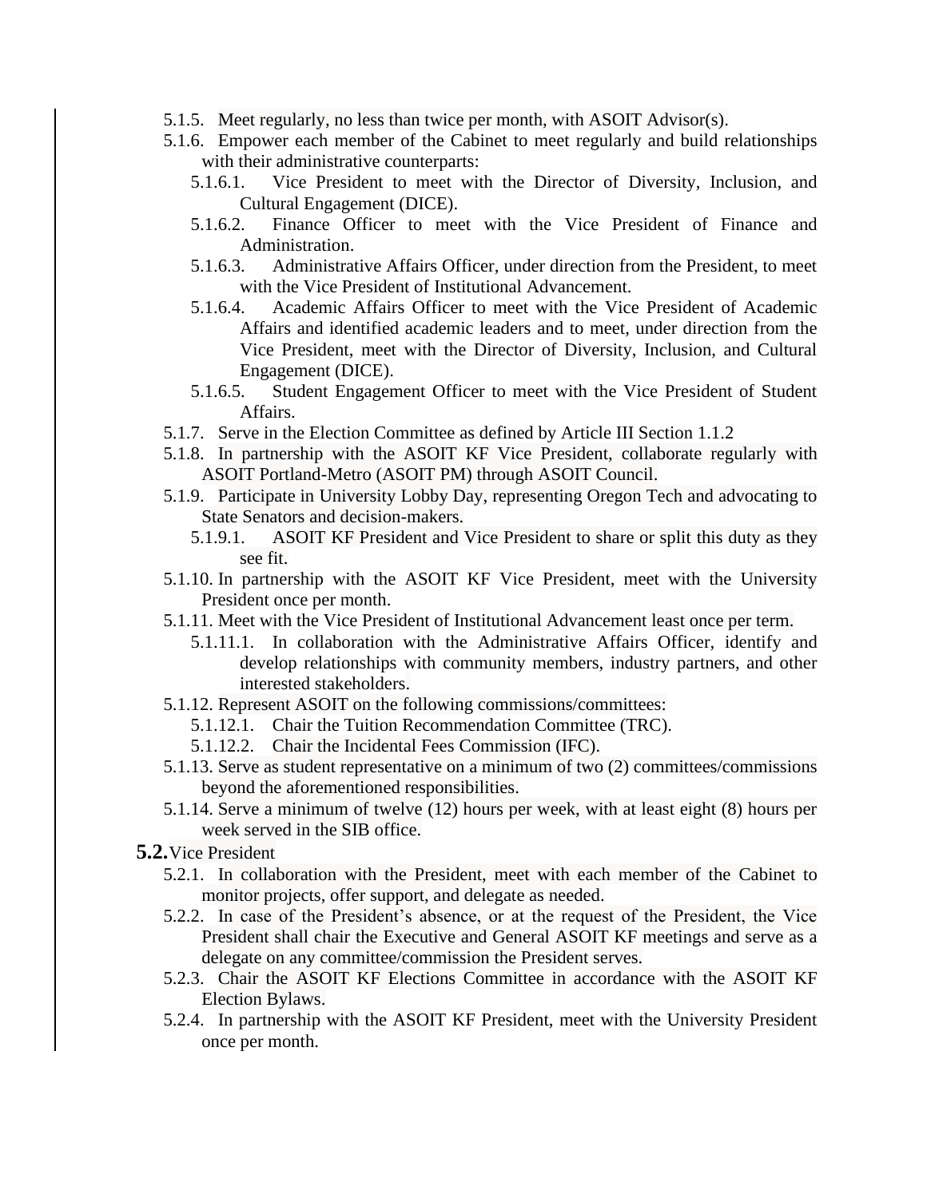- 5.1.5. Meet regularly, no less than twice per month, with ASOIT Advisor(s).
- 5.1.6. Empower each member of the Cabinet to meet regularly and build relationships with their administrative counterparts:
  - 5.1.6.1. Vice President to meet with the Director of Diversity, Inclusion, and Cultural Engagement (DICE).
  - 5.1.6.2. Finance Officer to meet with the Vice President of Finance and Administration.
  - 5.1.6.3. Administrative Affairs Officer, under direction from the President, to meet with the Vice President of Institutional Advancement.
  - 5.1.6.4. Academic Affairs Officer to meet with the Vice President of Academic Affairs and identified academic leaders and to meet, under direction from the Vice President, meet with the Director of Diversity, Inclusion, and Cultural Engagement (DICE).
  - 5.1.6.5. Student Engagement Officer to meet with the Vice President of Student Affairs.
- 5.1.7. Serve in the Election Committee as defined by Article III Section 1.1.2
- 5.1.8. In partnership with the ASOIT KF Vice President, collaborate regularly with ASOIT Portland-Metro (ASOIT PM) through ASOIT Council.
- 5.1.9. Participate in University Lobby Day, representing Oregon Tech and advocating to State Senators and decision-makers.
  - 5.1.9.1. ASOIT KF President and Vice President to share or split this duty as they see fit.
- 5.1.10. In partnership with the ASOIT KF Vice President, meet with the University President once per month.
- 5.1.11. Meet with the Vice President of Institutional Advancement least once per term.
  - 5.1.11.1. In collaboration with the Administrative Affairs Officer, identify and develop relationships with community members, industry partners, and other interested stakeholders.
- 5.1.12. Represent ASOIT on the following commissions/committees:
  - 5.1.12.1. Chair the Tuition Recommendation Committee (TRC).
  - 5.1.12.2. Chair the Incidental Fees Commission (IFC).
- 5.1.13. Serve as student representative on a minimum of two (2) committees/commissions beyond the aforementioned responsibilities.
- 5.1.14. Serve a minimum of twelve (12) hours per week, with at least eight (8) hours per week served in the SIB office.

**5.2.** Vice President

- 5.2.1. In collaboration with the President, meet with each member of the Cabinet to monitor projects, offer support, and delegate as needed.
- 5.2.2. In case of the President's absence, or at the request of the President, the Vice President shall chair the Executive and General ASOIT KF meetings and serve as a delegate on any committee/commission the President serves.
- 5.2.3. Chair the ASOIT KF Elections Committee in accordance with the ASOIT KF Election Bylaws.
- 5.2.4. In partnership with the ASOIT KF President, meet with the University President once per month.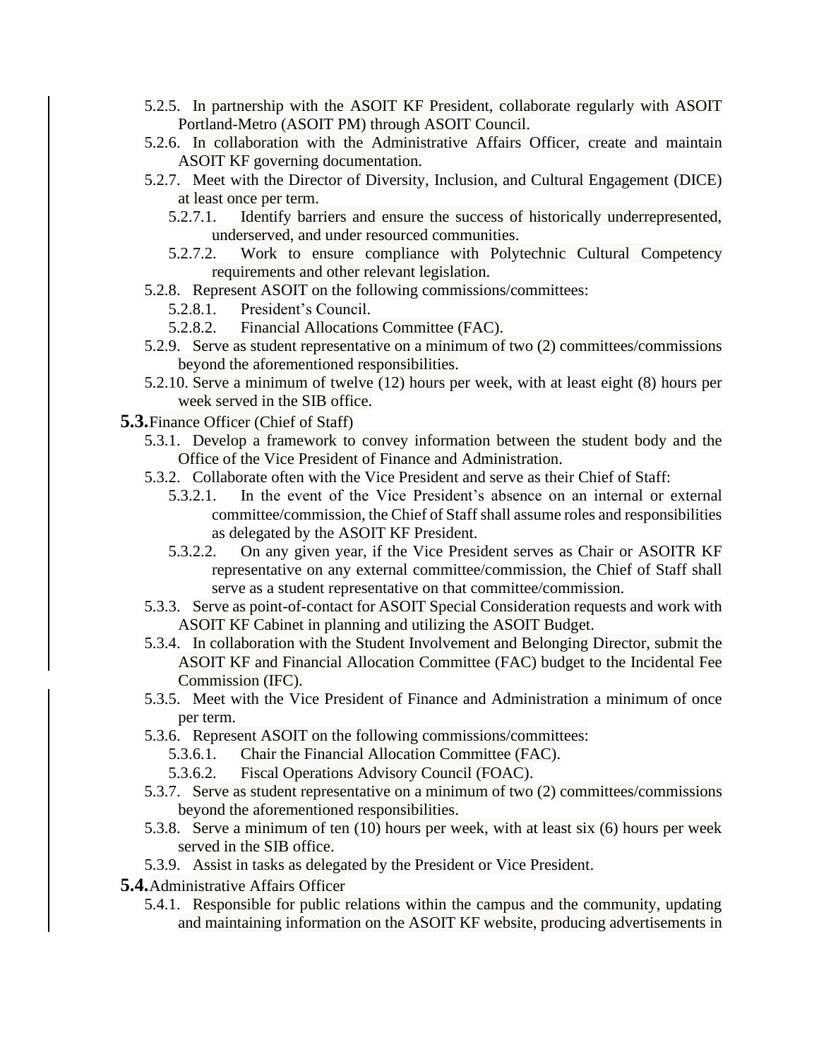- 5.2.5. In partnership with the ASOIT KF President, collaborate regularly with ASOIT Portland-Metro (ASOIT PM) through ASOIT Council.
- 5.2.6. In collaboration with the Administrative Affairs Officer, create and maintain ASOIT KF governing documentation.
- 5.2.7. Meet with the Director of Diversity, Inclusion, and Cultural Engagement (DICE) at least once per term.
  - 5.2.7.1. Identify barriers and ensure the success of historically underrepresented, underserved, and under resourced communities.
  - 5.2.7.2. Work to ensure compliance with Polytechnic Cultural Competency requirements and other relevant legislation.
- 5.2.8. Represent ASOIT on the following commissions/committees:
  - 5.2.8.1. President's Council.
  - 5.2.8.2. Financial Allocations Committee (FAC).
- 5.2.9. Serve as student representative on a minimum of two (2) committees/commissions beyond the aforementioned responsibilities.
- 5.2.10. Serve a minimum of twelve (12) hours per week, with at least eight (8) hours per week served in the SIB office.

**5.3.** Finance Officer (Chief of Staff)

- 5.3.1. Develop a framework to convey information between the student body and the Office of the Vice President of Finance and Administration.
- 5.3.2. Collaborate often with the Vice President and serve as their Chief of Staff:
  - 5.3.2.1. In the event of the Vice President's absence on an internal or external committee/commission, the Chief of Staff shall assume roles and responsibilities as delegated by the ASOIT KF President.
  - 5.3.2.2. On any given year, if the Vice President serves as Chair or ASOITR KF representative on any external committee/commission, the Chief of Staff shall serve as a student representative on that committee/commission.
- 5.3.3. Serve as point-of-contact for ASOIT Special Consideration requests and work with ASOIT KF Cabinet in planning and utilizing the ASOIT Budget.
- 5.3.4. In collaboration with the Student Involvement and Belonging Director, submit the ASOIT KF and Financial Allocation Committee (FAC) budget to the Incidental Fee Commission (IFC).
- 5.3.5. Meet with the Vice President of Finance and Administration a minimum of once per term.
- 5.3.6. Represent ASOIT on the following commissions/committees:
  - 5.3.6.1. Chair the Financial Allocation Committee (FAC).
  - 5.3.6.2. Fiscal Operations Advisory Council (FOAC).
- 5.3.7. Serve as student representative on a minimum of two (2) committees/commissions beyond the aforementioned responsibilities.
- 5.3.8. Serve a minimum of ten (10) hours per week, with at least six (6) hours per week served in the SIB office.
- 5.3.9. Assist in tasks as delegated by the President or Vice President.

**5.4.** Administrative Affairs Officer

- 5.4.1. Responsible for public relations within the campus and the community, updating and maintaining information on the ASOIT KF website, producing advertisements in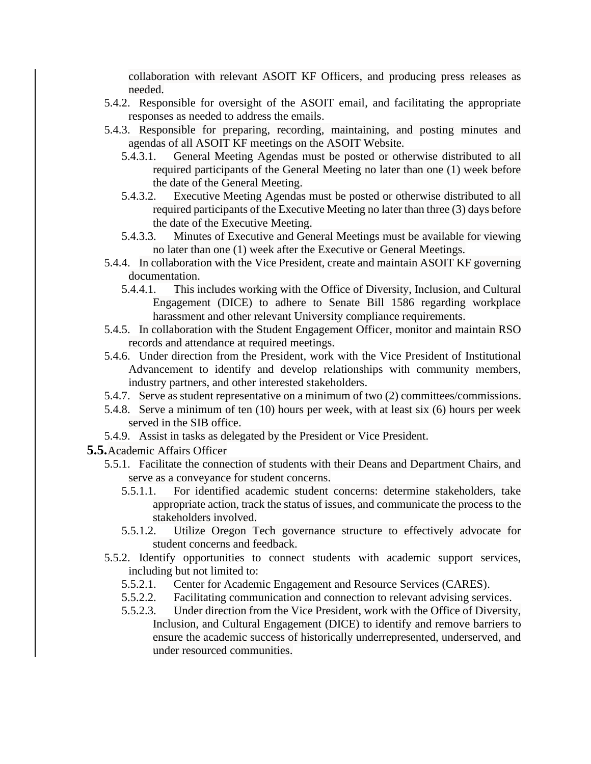collaboration with relevant ASOIT KF Officers, and producing press releases as needed.

- 5.4.2. Responsible for oversight of the ASOIT email, and facilitating the appropriate responses as needed to address the emails.
- 5.4.3. Responsible for preparing, recording, maintaining, and posting minutes and agendas of all ASOIT KF meetings on the ASOIT Website.
  - 5.4.3.1. General Meeting Agendas must be posted or otherwise distributed to all required participants of the General Meeting no later than one (1) week before the date of the General Meeting.
  - 5.4.3.2. Executive Meeting Agendas must be posted or otherwise distributed to all required participants of the Executive Meeting no later than three (3) days before the date of the Executive Meeting.
  - 5.4.3.3. Minutes of Executive and General Meetings must be available for viewing no later than one (1) week after the Executive or General Meetings.
- 5.4.4. In collaboration with the Vice President, create and maintain ASOIT KF governing documentation.
  - 5.4.4.1. This includes working with the Office of Diversity, Inclusion, and Cultural Engagement (DICE) to adhere to Senate Bill 1586 regarding workplace harassment and other relevant University compliance requirements.
- 5.4.5. In collaboration with the Student Engagement Officer, monitor and maintain RSO records and attendance at required meetings.
- 5.4.6. Under direction from the President, work with the Vice President of Institutional Advancement to identify and develop relationships with community members, industry partners, and other interested stakeholders.
- 5.4.7. Serve as student representative on a minimum of two (2) committees/commissions.
- 5.4.8. Serve a minimum of ten (10) hours per week, with at least six (6) hours per week served in the SIB office.
- 5.4.9. Assist in tasks as delegated by the President or Vice President.

**5.5.** Academic Affairs Officer

- 5.5.1. Facilitate the connection of students with their Deans and Department Chairs, and serve as a conveyance for student concerns.
  - 5.5.1.1. For identified academic student concerns: determine stakeholders, take appropriate action, track the status of issues, and communicate the process to the stakeholders involved.
  - 5.5.1.2. Utilize Oregon Tech governance structure to effectively advocate for student concerns and feedback.
- 5.5.2. Identify opportunities to connect students with academic support services, including but not limited to:
  - 5.5.2.1. Center for Academic Engagement and Resource Services (CARES).
  - 5.5.2.2. Facilitating communication and connection to relevant advising services.
  - 5.5.2.3. Under direction from the Vice President, work with the Office of Diversity, Inclusion, and Cultural Engagement (DICE) to identify and remove barriers to ensure the academic success of historically underrepresented, underserved, and under resourced communities.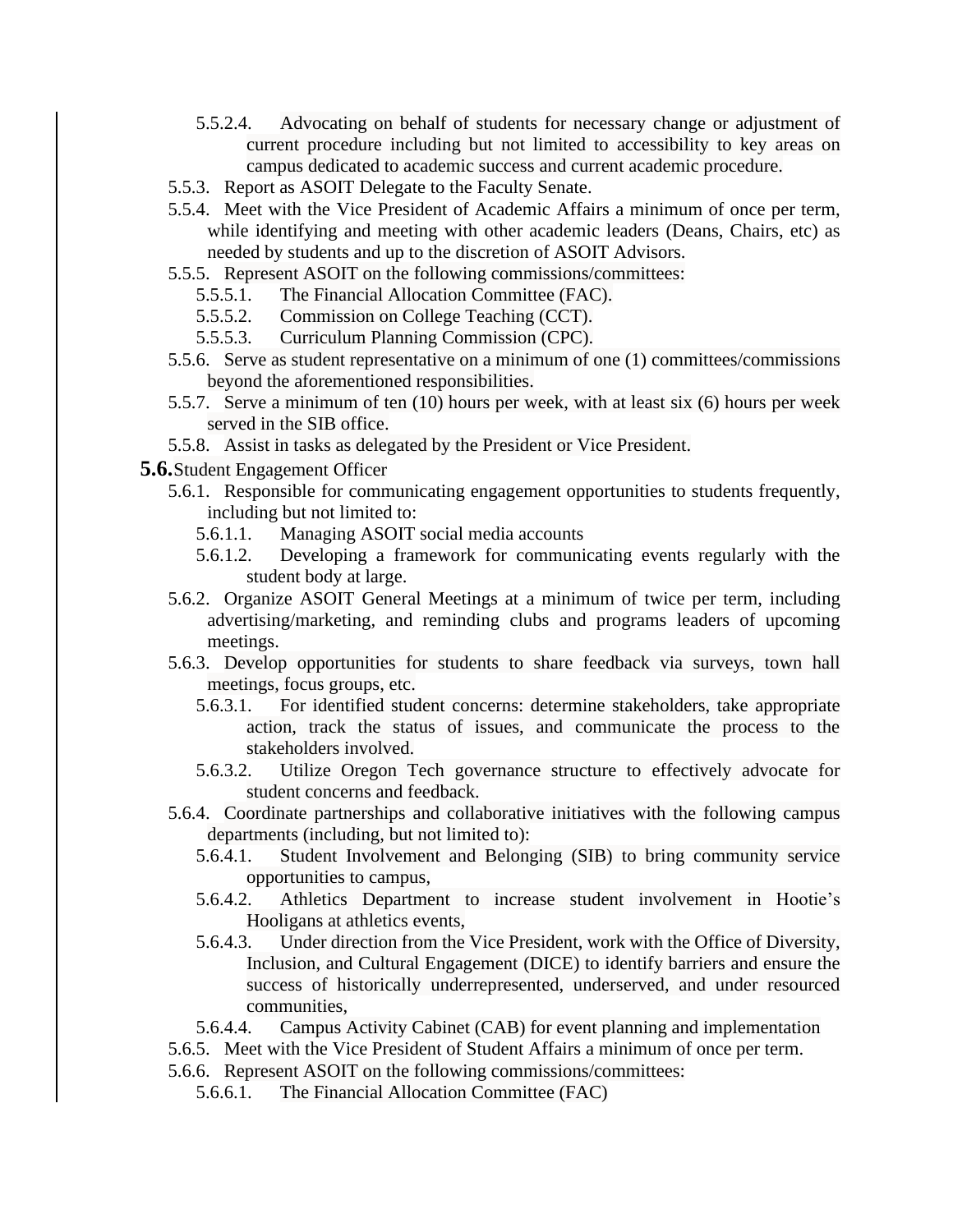- 5.5.2.4. Advocating on behalf of students for necessary change or adjustment of current procedure including but not limited to accessibility to key areas on campus dedicated to academic success and current academic procedure.
- 5.5.3. Report as ASOIT Delegate to the Faculty Senate.
- 5.5.4. Meet with the Vice President of Academic Affairs a minimum of once per term, while identifying and meeting with other academic leaders (Deans, Chairs, etc) as needed by students and up to the discretion of ASOIT Advisors.
- 5.5.5. Represent ASOIT on the following commissions/committees:
  - 5.5.5.1. The Financial Allocation Committee (FAC).
  - 5.5.5.2. Commission on College Teaching (CCT).
  - 5.5.5.3. Curriculum Planning Commission (CPC).
- 5.5.6. Serve as student representative on a minimum of one (1) committees/commissions beyond the aforementioned responsibilities.
- 5.5.7. Serve a minimum of ten (10) hours per week, with at least six (6) hours per week served in the SIB office.
- 5.5.8. Assist in tasks as delegated by the President or Vice President.

**5.6.** Student Engagement Officer

- 5.6.1. Responsible for communicating engagement opportunities to students frequently, including but not limited to:
  - 5.6.1.1. Managing ASOIT social media accounts
  - 5.6.1.2. Developing a framework for communicating events regularly with the student body at large.
- 5.6.2. Organize ASOIT General Meetings at a minimum of twice per term, including advertising/marketing, and reminding clubs and programs leaders of upcoming meetings.
- 5.6.3. Develop opportunities for students to share feedback via surveys, town hall meetings, focus groups, etc.
  - 5.6.3.1. For identified student concerns: determine stakeholders, take appropriate action, track the status of issues, and communicate the process to the stakeholders involved.
  - 5.6.3.2. Utilize Oregon Tech governance structure to effectively advocate for student concerns and feedback.
- 5.6.4. Coordinate partnerships and collaborative initiatives with the following campus departments (including, but not limited to):
  - 5.6.4.1. Student Involvement and Belonging (SIB) to bring community service opportunities to campus,
  - 5.6.4.2. Athletics Department to increase student involvement in Hootie's Hooligans at athletics events,
  - 5.6.4.3. Under direction from the Vice President, work with the Office of Diversity, Inclusion, and Cultural Engagement (DICE) to identify barriers and ensure the success of historically underrepresented, underserved, and under resourced communities,
  - 5.6.4.4. Campus Activity Cabinet (CAB) for event planning and implementation
- 5.6.5. Meet with the Vice President of Student Affairs a minimum of once per term.
- 5.6.6. Represent ASOIT on the following commissions/committees:
  - 5.6.6.1. The Financial Allocation Committee (FAC)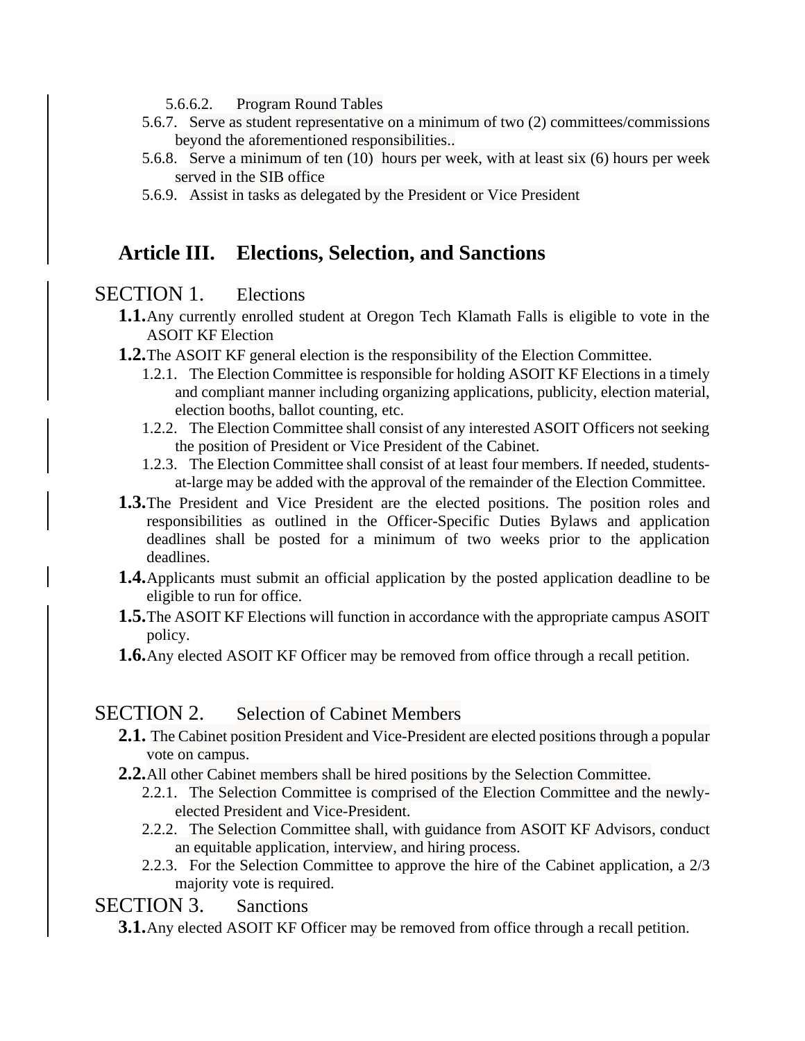5.6.6.2. Program Round Tables

5.6.7. Serve as student representative on a minimum of two (2) committees/commissions beyond the aforementioned responsibilities..

5.6.8. Serve a minimum of ten (10) hours per week, with at least six (6) hours per week served in the SIB office

5.6.9. Assist in tasks as delegated by the President or Vice President

## Article III. Elections, Selection, and Sanctions

### SECTION 1. Elections

**1.1.** Any currently enrolled student at Oregon Tech Klamath Falls is eligible to vote in the ASOIT KF Election

**1.2.** The ASOIT KF general election is the responsibility of the Election Committee.

1.2.1. The Election Committee is responsible for holding ASOIT KF Elections in a timely and compliant manner including organizing applications, publicity, election material, election booths, ballot counting, etc.

1.2.2. The Election Committee shall consist of any interested ASOIT Officers not seeking the position of President or Vice President of the Cabinet.

1.2.3. The Election Committee shall consist of at least four members. If needed, students-at-large may be added with the approval of the remainder of the Election Committee.

**1.3.** The President and Vice President are the elected positions. The position roles and responsibilities as outlined in the Officer-Specific Duties Bylaws and application deadlines shall be posted for a minimum of two weeks prior to the application deadlines.

**1.4.** Applicants must submit an official application by the posted application deadline to be eligible to run for office.

**1.5.** The ASOIT KF Elections will function in accordance with the appropriate campus ASOIT policy.

**1.6.** Any elected ASOIT KF Officer may be removed from office through a recall petition.

### SECTION 2. Selection of Cabinet Members

**2.1.** The Cabinet position President and Vice-President are elected positions through a popular vote on campus.

**2.2.** All other Cabinet members shall be hired positions by the Selection Committee.

2.2.1. The Selection Committee is comprised of the Election Committee and the newly-elected President and Vice-President.

2.2.2. The Selection Committee shall, with guidance from ASOIT KF Advisors, conduct an equitable application, interview, and hiring process.

2.2.3. For the Selection Committee to approve the hire of the Cabinet application, a 2/3 majority vote is required.

### SECTION 3. Sanctions

**3.1.** Any elected ASOIT KF Officer may be removed from office through a recall petition.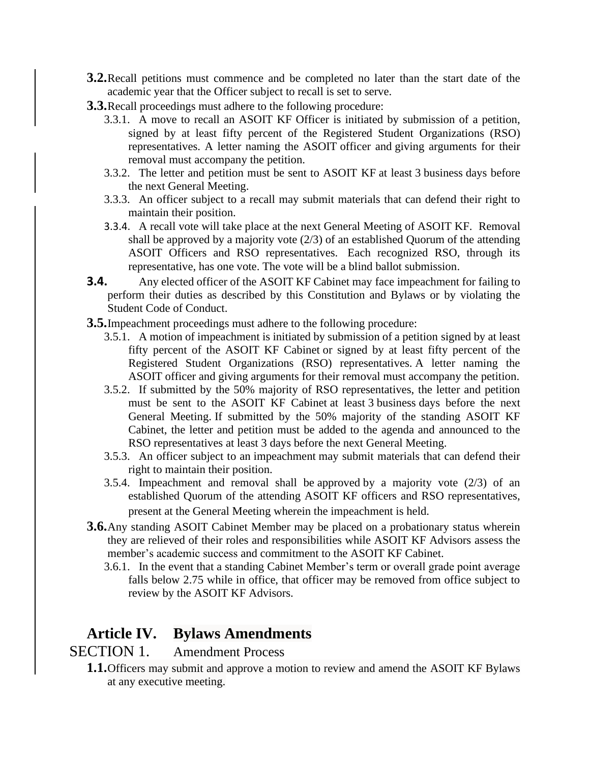**3.2.** Recall petitions must commence and be completed no later than the start date of the academic year that the Officer subject to recall is set to serve.

**3.3.** Recall proceedings must adhere to the following procedure:

- 3.3.1. A move to recall an ASOIT KF Officer is initiated by submission of a petition, signed by at least fifty percent of the Registered Student Organizations (RSO) representatives. A letter naming the ASOIT officer and giving arguments for their removal must accompany the petition.
- 3.3.2. The letter and petition must be sent to ASOIT KF at least 3 business days before the next General Meeting.
- 3.3.3. An officer subject to a recall may submit materials that can defend their right to maintain their position.
- 3.3.4. A recall vote will take place at the next General Meeting of ASOIT KF. Removal shall be approved by a majority vote (2/3) of an established Quorum of the attending ASOIT Officers and RSO representatives. Each recognized RSO, through its representative, has one vote. The vote will be a blind ballot submission.

**3.4.** Any elected officer of the ASOIT KF Cabinet may face impeachment for failing to perform their duties as described by this Constitution and Bylaws or by violating the Student Code of Conduct.

**3.5.** Impeachment proceedings must adhere to the following procedure:

- 3.5.1. A motion of impeachment is initiated by submission of a petition signed by at least fifty percent of the ASOIT KF Cabinet or signed by at least fifty percent of the Registered Student Organizations (RSO) representatives. A letter naming the ASOIT officer and giving arguments for their removal must accompany the petition.
- 3.5.2. If submitted by the 50% majority of RSO representatives, the letter and petition must be sent to the ASOIT KF Cabinet at least 3 business days before the next General Meeting. If submitted by the 50% majority of the standing ASOIT KF Cabinet, the letter and petition must be added to the agenda and announced to the RSO representatives at least 3 days before the next General Meeting.
- 3.5.3. An officer subject to an impeachment may submit materials that can defend their right to maintain their position.
- 3.5.4. Impeachment and removal shall be approved by a majority vote (2/3) of an established Quorum of the attending ASOIT KF officers and RSO representatives, present at the General Meeting wherein the impeachment is held.

**3.6.** Any standing ASOIT Cabinet Member may be placed on a probationary status wherein they are relieved of their roles and responsibilities while ASOIT KF Advisors assess the member's academic success and commitment to the ASOIT KF Cabinet.

- 3.6.1. In the event that a standing Cabinet Member's term or overall grade point average falls below 2.75 while in office, that officer may be removed from office subject to review by the ASOIT KF Advisors.

## Article IV. Bylaws Amendments

### SECTION 1. Amendment Process

**1.1.** Officers may submit and approve a motion to review and amend the ASOIT KF Bylaws at any executive meeting.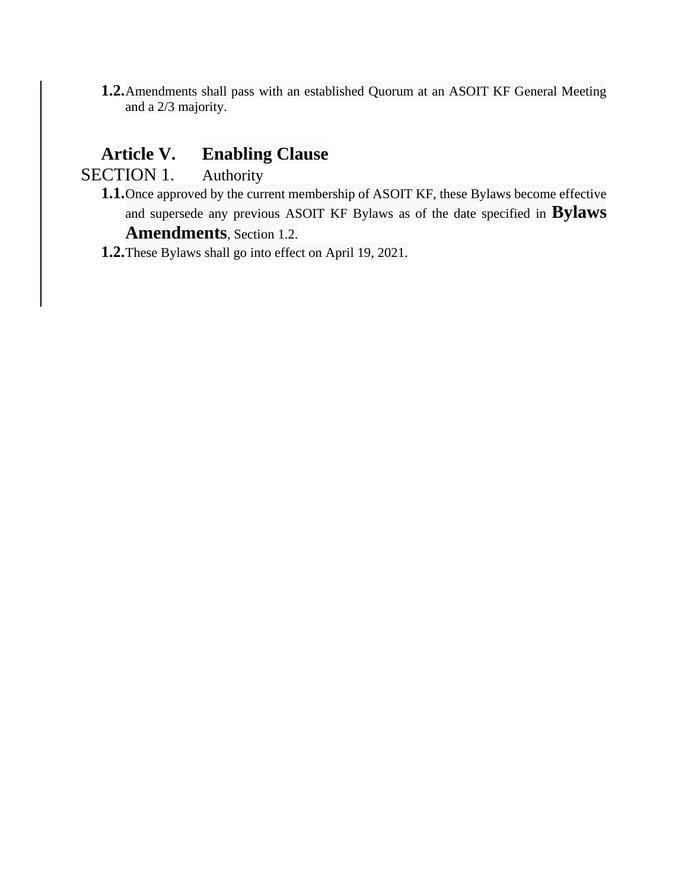**1.2.** Amendments shall pass with an established Quorum at an ASOIT KF General Meeting and a 2/3 majority.

## Article V. Enabling Clause

### SECTION 1. Authority

**1.1.** Once approved by the current membership of ASOIT KF, these Bylaws become effective and supersede any previous ASOIT KF Bylaws as of the date specified in **Bylaws Amendments**, Section 1.2.

**1.2.** These Bylaws shall go into effect on April 19, 2021.